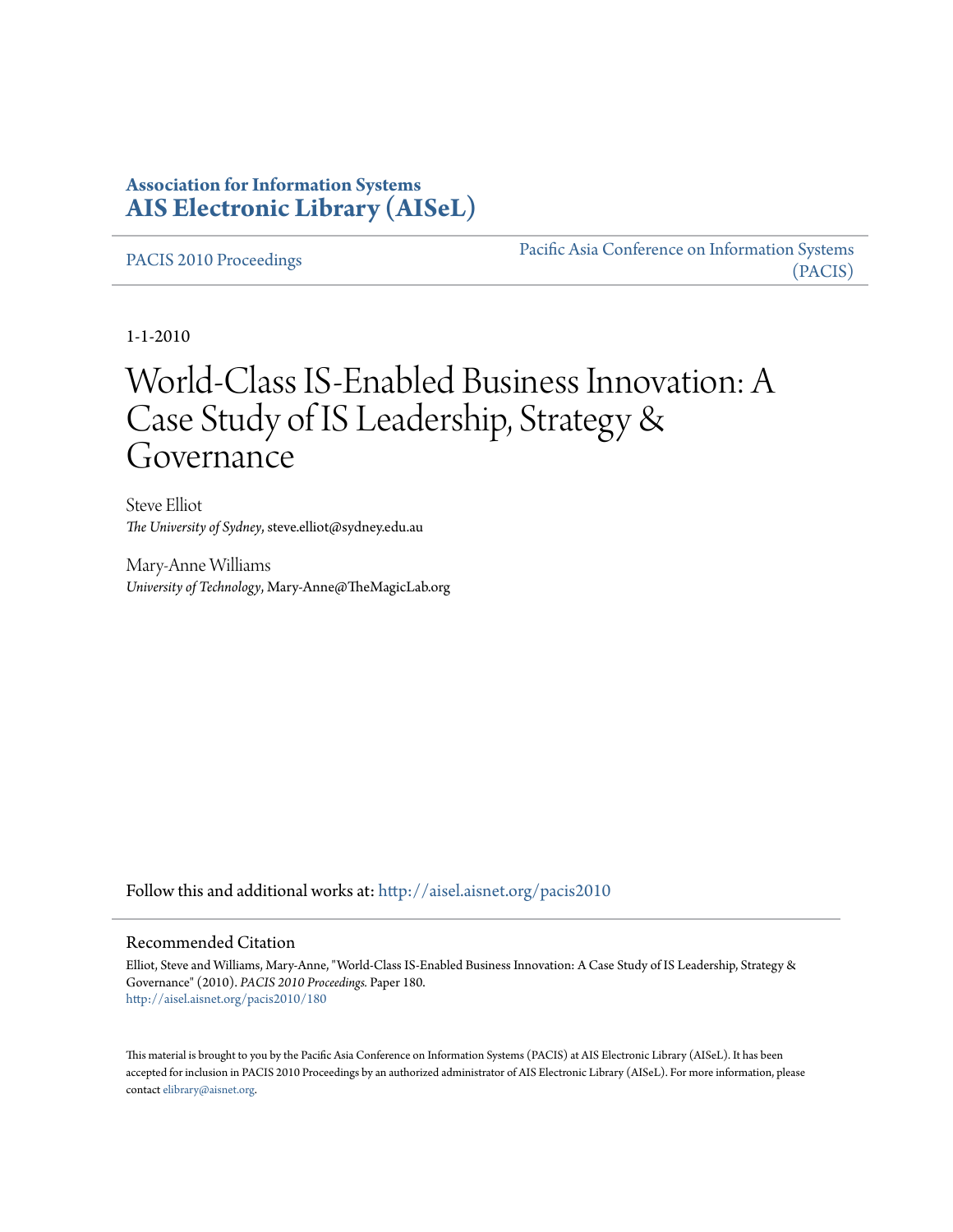**Association for Information Systems**
**AIS Electronic Library (AISeL)**

PACIS 2010 Proceedings

Pacific Asia Conference on Information Systems (PACIS)

1-1-2010

# World-Class IS-Enabled Business Innovation: A Case Study of IS Leadership, Strategy & Governance

Steve Elliot
*The University of Sydney*, steve.elliot@sydney.edu.au

Mary-Anne Williams
*University of Technology*, Mary-Anne@TheMagicLab.org

Follow this and additional works at: http://aisel.aisnet.org/pacis2010

## Recommended Citation

Elliot, Steve and Williams, Mary-Anne, "World-Class IS-Enabled Business Innovation: A Case Study of IS Leadership, Strategy & Governance" (2010). *PACIS 2010 Proceedings.* Paper 180.
http://aisel.aisnet.org/pacis2010/180

This material is brought to you by the Pacific Asia Conference on Information Systems (PACIS) at AIS Electronic Library (AISeL). It has been accepted for inclusion in PACIS 2010 Proceedings by an authorized administrator of AIS Electronic Library (AISeL). For more information, please contact elibrary@aisnet.org.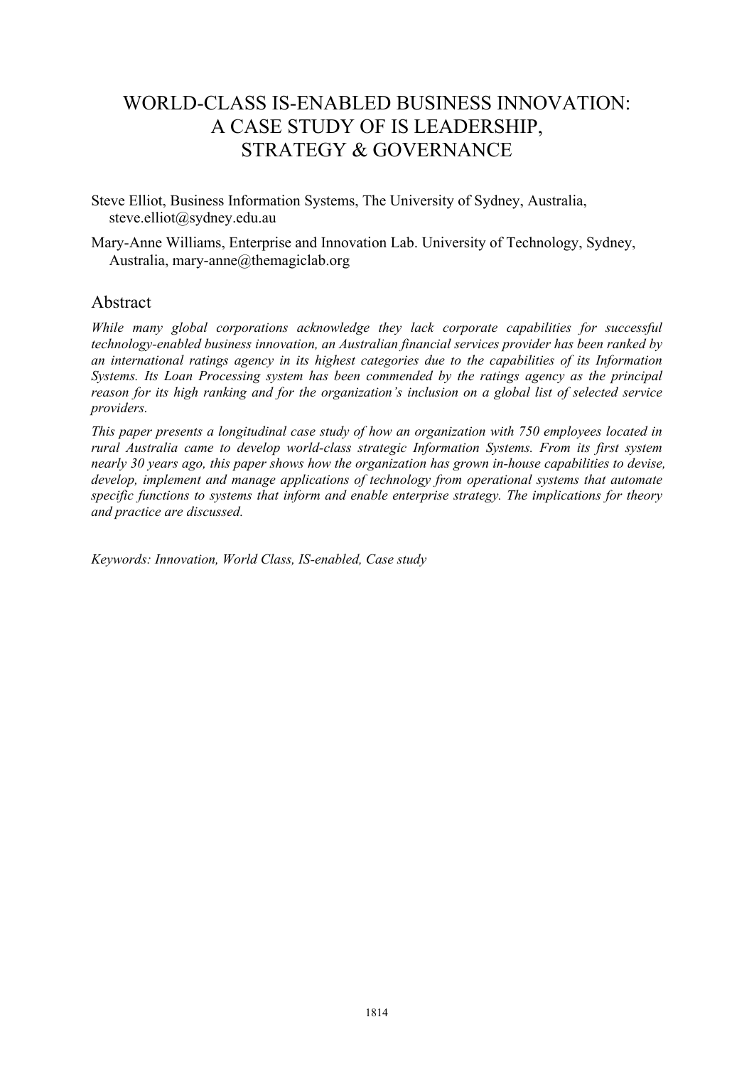# WORLD-CLASS IS-ENABLED BUSINESS INNOVATION: A CASE STUDY OF IS LEADERSHIP, STRATEGY & GOVERNANCE

Steve Elliot, Business Information Systems, The University of Sydney, Australia, steve.elliot@sydney.edu.au

Mary-Anne Williams, Enterprise and Innovation Lab. University of Technology, Sydney, Australia, mary-anne@themagiclab.org

## Abstract

*While many global corporations acknowledge they lack corporate capabilities for successful technology-enabled business innovation, an Australian financial services provider has been ranked by an international ratings agency in its highest categories due to the capabilities of its Information Systems. Its Loan Processing system has been commended by the ratings agency as the principal reason for its high ranking and for the organization's inclusion on a global list of selected service providers.*

*This paper presents a longitudinal case study of how an organization with 750 employees located in rural Australia came to develop world-class strategic Information Systems. From its first system nearly 30 years ago, this paper shows how the organization has grown in-house capabilities to devise, develop, implement and manage applications of technology from operational systems that automate specific functions to systems that inform and enable enterprise strategy. The implications for theory and practice are discussed.*

*Keywords: Innovation, World Class, IS-enabled, Case study*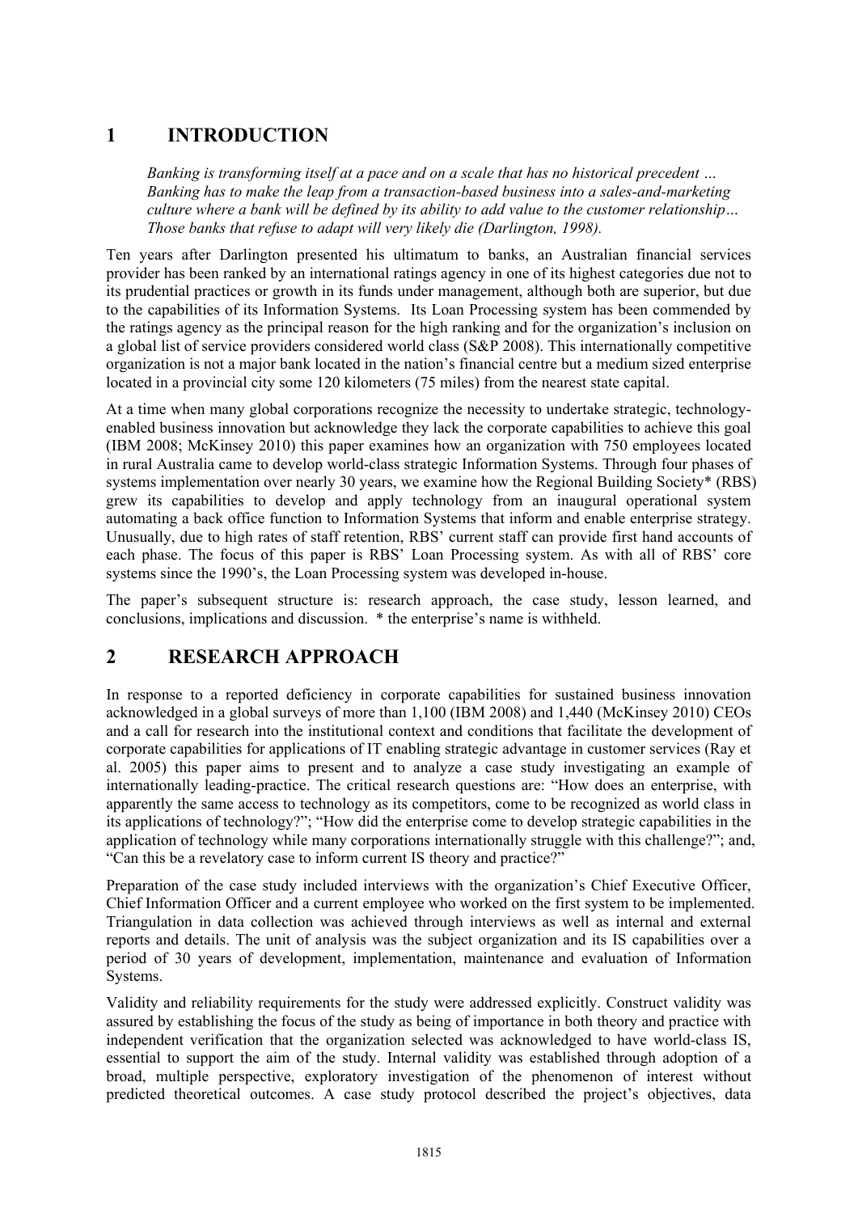# 1 INTRODUCTION

> *Banking is transforming itself at a pace and on a scale that has no historical precedent … Banking has to make the leap from a transaction-based business into a sales-and-marketing culture where a bank will be defined by its ability to add value to the customer relationship… Those banks that refuse to adapt will very likely die (Darlington, 1998).*

Ten years after Darlington presented his ultimatum to banks, an Australian financial services provider has been ranked by an international ratings agency in one of its highest categories due not to its prudential practices or growth in its funds under management, although both are superior, but due to the capabilities of its Information Systems. Its Loan Processing system has been commended by the ratings agency as the principal reason for the high ranking and for the organization's inclusion on a global list of service providers considered world class (S&P 2008). This internationally competitive organization is not a major bank located in the nation's financial centre but a medium sized enterprise located in a provincial city some 120 kilometers (75 miles) from the nearest state capital.

At a time when many global corporations recognize the necessity to undertake strategic, technology-enabled business innovation but acknowledge they lack the corporate capabilities to achieve this goal (IBM 2008; McKinsey 2010) this paper examines how an organization with 750 employees located in rural Australia came to develop world-class strategic Information Systems. Through four phases of systems implementation over nearly 30 years, we examine how the Regional Building Society* (RBS) grew its capabilities to develop and apply technology from an inaugural operational system automating a back office function to Information Systems that inform and enable enterprise strategy. Unusually, due to high rates of staff retention, RBS' current staff can provide first hand accounts of each phase. The focus of this paper is RBS' Loan Processing system. As with all of RBS' core systems since the 1990's, the Loan Processing system was developed in-house.

The paper's subsequent structure is: research approach, the case study, lesson learned, and conclusions, implications and discussion. * the enterprise's name is withheld.

# 2 RESEARCH APPROACH

In response to a reported deficiency in corporate capabilities for sustained business innovation acknowledged in a global surveys of more than 1,100 (IBM 2008) and 1,440 (McKinsey 2010) CEOs and a call for research into the institutional context and conditions that facilitate the development of corporate capabilities for applications of IT enabling strategic advantage in customer services (Ray et al. 2005) this paper aims to present and to analyze a case study investigating an example of internationally leading-practice. The critical research questions are: "How does an enterprise, with apparently the same access to technology as its competitors, come to be recognized as world class in its applications of technology?"; "How did the enterprise come to develop strategic capabilities in the application of technology while many corporations internationally struggle with this challenge?"; and, "Can this be a revelatory case to inform current IS theory and practice?"

Preparation of the case study included interviews with the organization's Chief Executive Officer, Chief Information Officer and a current employee who worked on the first system to be implemented. Triangulation in data collection was achieved through interviews as well as internal and external reports and details. The unit of analysis was the subject organization and its IS capabilities over a period of 30 years of development, implementation, maintenance and evaluation of Information Systems.

Validity and reliability requirements for the study were addressed explicitly. Construct validity was assured by establishing the focus of the study as being of importance in both theory and practice with independent verification that the organization selected was acknowledged to have world-class IS, essential to support the aim of the study. Internal validity was established through adoption of a broad, multiple perspective, exploratory investigation of the phenomenon of interest without predicted theoretical outcomes. A case study protocol described the project's objectives, data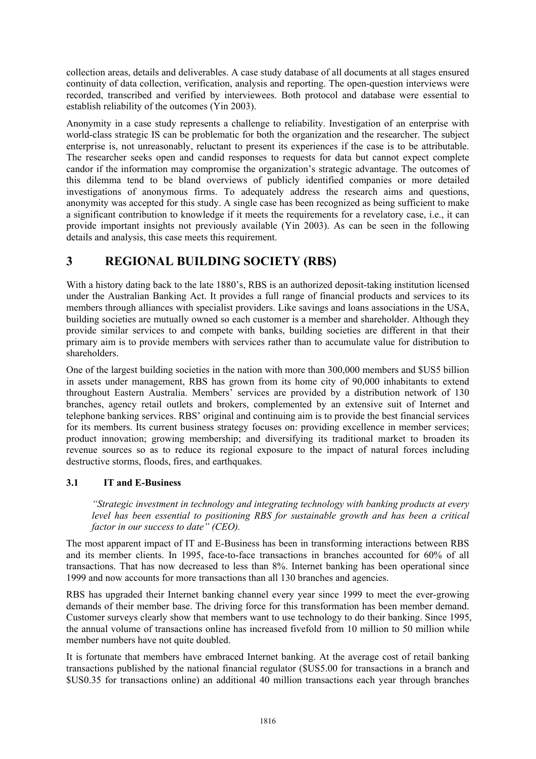collection areas, details and deliverables. A case study database of all documents at all stages ensured continuity of data collection, verification, analysis and reporting. The open-question interviews were recorded, transcribed and verified by interviewees. Both protocol and database were essential to establish reliability of the outcomes (Yin 2003).

Anonymity in a case study represents a challenge to reliability. Investigation of an enterprise with world-class strategic IS can be problematic for both the organization and the researcher. The subject enterprise is, not unreasonably, reluctant to present its experiences if the case is to be attributable. The researcher seeks open and candid responses to requests for data but cannot expect complete candor if the information may compromise the organization's strategic advantage. The outcomes of this dilemma tend to be bland overviews of publicly identified companies or more detailed investigations of anonymous firms. To adequately address the research aims and questions, anonymity was accepted for this study. A single case has been recognized as being sufficient to make a significant contribution to knowledge if it meets the requirements for a revelatory case, i.e., it can provide important insights not previously available (Yin 2003). As can be seen in the following details and analysis, this case meets this requirement.

# 3 REGIONAL BUILDING SOCIETY (RBS)

With a history dating back to the late 1880's, RBS is an authorized deposit-taking institution licensed under the Australian Banking Act. It provides a full range of financial products and services to its members through alliances with specialist providers. Like savings and loans associations in the USA, building societies are mutually owned so each customer is a member and shareholder. Although they provide similar services to and compete with banks, building societies are different in that their primary aim is to provide members with services rather than to accumulate value for distribution to shareholders.

One of the largest building societies in the nation with more than 300,000 members and $US5 billion in assets under management, RBS has grown from its home city of 90,000 inhabitants to extend throughout Eastern Australia. Members' services are provided by a distribution network of 130 branches, agency retail outlets and brokers, complemented by an extensive suit of Internet and telephone banking services. RBS' original and continuing aim is to provide the best financial services for its members. Its current business strategy focuses on: providing excellence in member services; product innovation; growing membership; and diversifying its traditional market to broaden its revenue sources so as to reduce its regional exposure to the impact of natural forces including destructive storms, floods, fires, and earthquakes.

## 3.1 IT and E-Business

> *"Strategic investment in technology and integrating technology with banking products at every level has been essential to positioning RBS for sustainable growth and has been a critical factor in our success to date" (CEO).*

The most apparent impact of IT and E-Business has been in transforming interactions between RBS and its member clients. In 1995, face-to-face transactions in branches accounted for 60% of all transactions. That has now decreased to less than 8%. Internet banking has been operational since 1999 and now accounts for more transactions than all 130 branches and agencies.

RBS has upgraded their Internet banking channel every year since 1999 to meet the ever-growing demands of their member base. The driving force for this transformation has been member demand. Customer surveys clearly show that members want to use technology to do their banking. Since 1995, the annual volume of transactions online has increased fivefold from 10 million to 50 million while member numbers have not quite doubled.

It is fortunate that members have embraced Internet banking. At the average cost of retail banking transactions published by the national financial regulator ($US5.00 for transactions in a branch and $US0.35 for transactions online) an additional 40 million transactions each year through branches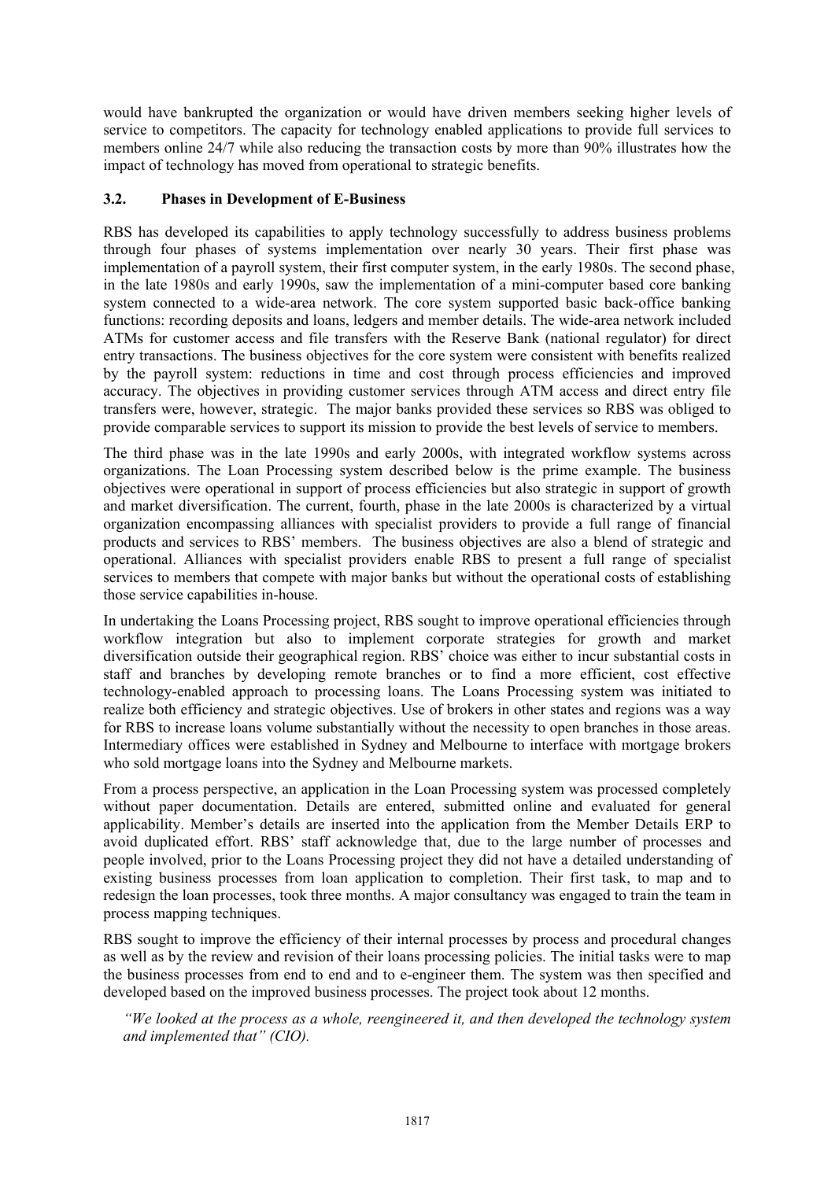would have bankrupted the organization or would have driven members seeking higher levels of service to competitors. The capacity for technology enabled applications to provide full services to members online 24/7 while also reducing the transaction costs by more than 90% illustrates how the impact of technology has moved from operational to strategic benefits.

### 3.2. Phases in Development of E-Business

RBS has developed its capabilities to apply technology successfully to address business problems through four phases of systems implementation over nearly 30 years. Their first phase was implementation of a payroll system, their first computer system, in the early 1980s. The second phase, in the late 1980s and early 1990s, saw the implementation of a mini-computer based core banking system connected to a wide-area network. The core system supported basic back-office banking functions: recording deposits and loans, ledgers and member details. The wide-area network included ATMs for customer access and file transfers with the Reserve Bank (national regulator) for direct entry transactions. The business objectives for the core system were consistent with benefits realized by the payroll system: reductions in time and cost through process efficiencies and improved accuracy. The objectives in providing customer services through ATM access and direct entry file transfers were, however, strategic. The major banks provided these services so RBS was obliged to provide comparable services to support its mission to provide the best levels of service to members.

The third phase was in the late 1990s and early 2000s, with integrated workflow systems across organizations. The Loan Processing system described below is the prime example. The business objectives were operational in support of process efficiencies but also strategic in support of growth and market diversification. The current, fourth, phase in the late 2000s is characterized by a virtual organization encompassing alliances with specialist providers to provide a full range of financial products and services to RBS' members. The business objectives are also a blend of strategic and operational. Alliances with specialist providers enable RBS to present a full range of specialist services to members that compete with major banks but without the operational costs of establishing those service capabilities in-house.

In undertaking the Loans Processing project, RBS sought to improve operational efficiencies through workflow integration but also to implement corporate strategies for growth and market diversification outside their geographical region. RBS' choice was either to incur substantial costs in staff and branches by developing remote branches or to find a more efficient, cost effective technology-enabled approach to processing loans. The Loans Processing system was initiated to realize both efficiency and strategic objectives. Use of brokers in other states and regions was a way for RBS to increase loans volume substantially without the necessity to open branches in those areas. Intermediary offices were established in Sydney and Melbourne to interface with mortgage brokers who sold mortgage loans into the Sydney and Melbourne markets.

From a process perspective, an application in the Loan Processing system was processed completely without paper documentation. Details are entered, submitted online and evaluated for general applicability. Member's details are inserted into the application from the Member Details ERP to avoid duplicated effort. RBS' staff acknowledge that, due to the large number of processes and people involved, prior to the Loans Processing project they did not have a detailed understanding of existing business processes from loan application to completion. Their first task, to map and to redesign the loan processes, took three months. A major consultancy was engaged to train the team in process mapping techniques.

RBS sought to improve the efficiency of their internal processes by process and procedural changes as well as by the review and revision of their loans processing policies. The initial tasks were to map the business processes from end to end and to e-engineer them. The system was then specified and developed based on the improved business processes. The project took about 12 months.

> *"We looked at the process as a whole, reengineered it, and then developed the technology system and implemented that" (CIO).*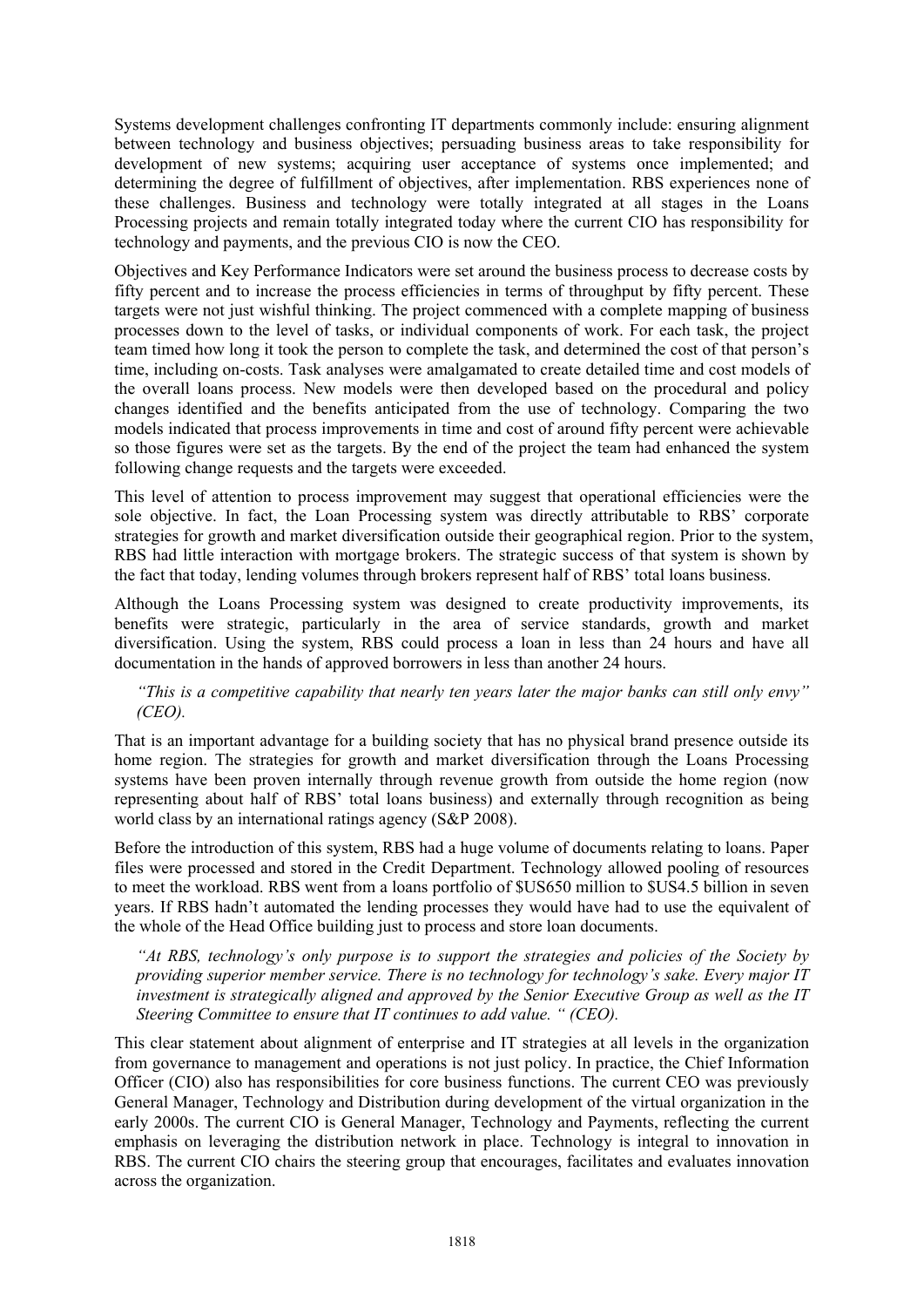Systems development challenges confronting IT departments commonly include: ensuring alignment between technology and business objectives; persuading business areas to take responsibility for development of new systems; acquiring user acceptance of systems once implemented; and determining the degree of fulfillment of objectives, after implementation. RBS experiences none of these challenges. Business and technology were totally integrated at all stages in the Loans Processing projects and remain totally integrated today where the current CIO has responsibility for technology and payments, and the previous CIO is now the CEO.

Objectives and Key Performance Indicators were set around the business process to decrease costs by fifty percent and to increase the process efficiencies in terms of throughput by fifty percent. These targets were not just wishful thinking. The project commenced with a complete mapping of business processes down to the level of tasks, or individual components of work. For each task, the project team timed how long it took the person to complete the task, and determined the cost of that person's time, including on-costs. Task analyses were amalgamated to create detailed time and cost models of the overall loans process. New models were then developed based on the procedural and policy changes identified and the benefits anticipated from the use of technology. Comparing the two models indicated that process improvements in time and cost of around fifty percent were achievable so those figures were set as the targets. By the end of the project the team had enhanced the system following change requests and the targets were exceeded.

This level of attention to process improvement may suggest that operational efficiencies were the sole objective. In fact, the Loan Processing system was directly attributable to RBS' corporate strategies for growth and market diversification outside their geographical region. Prior to the system, RBS had little interaction with mortgage brokers. The strategic success of that system is shown by the fact that today, lending volumes through brokers represent half of RBS' total loans business.

Although the Loans Processing system was designed to create productivity improvements, its benefits were strategic, particularly in the area of service standards, growth and market diversification. Using the system, RBS could process a loan in less than 24 hours and have all documentation in the hands of approved borrowers in less than another 24 hours.

> *"This is a competitive capability that nearly ten years later the major banks can still only envy" (CEO).*

That is an important advantage for a building society that has no physical brand presence outside its home region. The strategies for growth and market diversification through the Loans Processing systems have been proven internally through revenue growth from outside the home region (now representing about half of RBS' total loans business) and externally through recognition as being world class by an international ratings agency (S&P 2008).

Before the introduction of this system, RBS had a huge volume of documents relating to loans. Paper files were processed and stored in the Credit Department. Technology allowed pooling of resources to meet the workload. RBS went from a loans portfolio of $US650 million to $US4.5 billion in seven years. If RBS hadn't automated the lending processes they would have had to use the equivalent of the whole of the Head Office building just to process and store loan documents.

> *"At RBS, technology's only purpose is to support the strategies and policies of the Society by providing superior member service. There is no technology for technology's sake. Every major IT investment is strategically aligned and approved by the Senior Executive Group as well as the IT Steering Committee to ensure that IT continues to add value. " (CEO).*

This clear statement about alignment of enterprise and IT strategies at all levels in the organization from governance to management and operations is not just policy. In practice, the Chief Information Officer (CIO) also has responsibilities for core business functions. The current CEO was previously General Manager, Technology and Distribution during development of the virtual organization in the early 2000s. The current CIO is General Manager, Technology and Payments, reflecting the current emphasis on leveraging the distribution network in place. Technology is integral to innovation in RBS. The current CIO chairs the steering group that encourages, facilitates and evaluates innovation across the organization.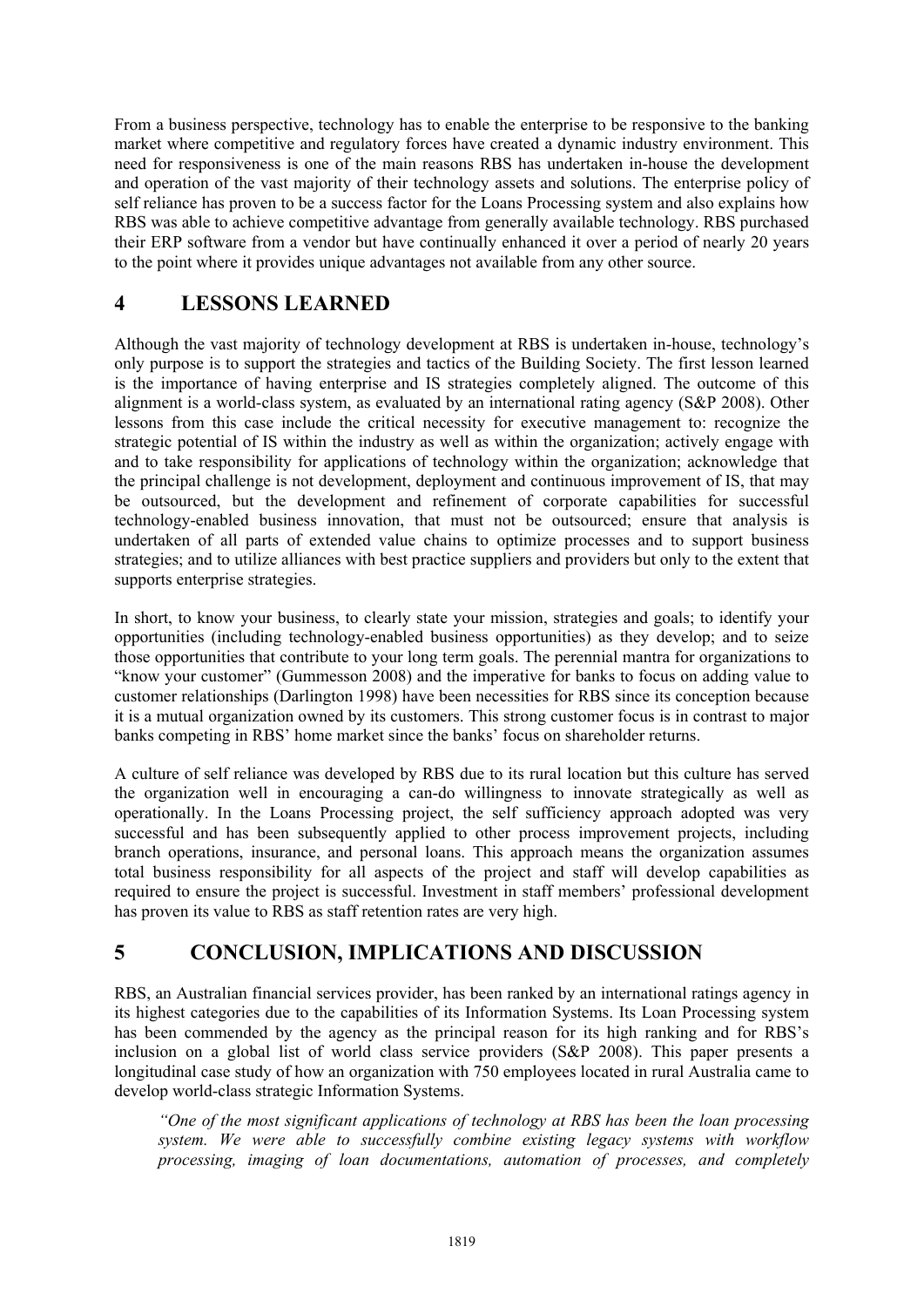From a business perspective, technology has to enable the enterprise to be responsive to the banking market where competitive and regulatory forces have created a dynamic industry environment. This need for responsiveness is one of the main reasons RBS has undertaken in-house the development and operation of the vast majority of their technology assets and solutions. The enterprise policy of self reliance has proven to be a success factor for the Loans Processing system and also explains how RBS was able to achieve competitive advantage from generally available technology. RBS purchased their ERP software from a vendor but have continually enhanced it over a period of nearly 20 years to the point where it provides unique advantages not available from any other source.

# 4 LESSONS LEARNED

Although the vast majority of technology development at RBS is undertaken in-house, technology's only purpose is to support the strategies and tactics of the Building Society. The first lesson learned is the importance of having enterprise and IS strategies completely aligned. The outcome of this alignment is a world-class system, as evaluated by an international rating agency (S&P 2008). Other lessons from this case include the critical necessity for executive management to: recognize the strategic potential of IS within the industry as well as within the organization; actively engage with and to take responsibility for applications of technology within the organization; acknowledge that the principal challenge is not development, deployment and continuous improvement of IS, that may be outsourced, but the development and refinement of corporate capabilities for successful technology-enabled business innovation, that must not be outsourced; ensure that analysis is undertaken of all parts of extended value chains to optimize processes and to support business strategies; and to utilize alliances with best practice suppliers and providers but only to the extent that supports enterprise strategies.

In short, to know your business, to clearly state your mission, strategies and goals; to identify your opportunities (including technology-enabled business opportunities) as they develop; and to seize those opportunities that contribute to your long term goals. The perennial mantra for organizations to "know your customer" (Gummesson 2008) and the imperative for banks to focus on adding value to customer relationships (Darlington 1998) have been necessities for RBS since its conception because it is a mutual organization owned by its customers. This strong customer focus is in contrast to major banks competing in RBS' home market since the banks' focus on shareholder returns.

A culture of self reliance was developed by RBS due to its rural location but this culture has served the organization well in encouraging a can-do willingness to innovate strategically as well as operationally. In the Loans Processing project, the self sufficiency approach adopted was very successful and has been subsequently applied to other process improvement projects, including branch operations, insurance, and personal loans. This approach means the organization assumes total business responsibility for all aspects of the project and staff will develop capabilities as required to ensure the project is successful. Investment in staff members' professional development has proven its value to RBS as staff retention rates are very high.

# 5 CONCLUSION, IMPLICATIONS AND DISCUSSION

RBS, an Australian financial services provider, has been ranked by an international ratings agency in its highest categories due to the capabilities of its Information Systems. Its Loan Processing system has been commended by the agency as the principal reason for its high ranking and for RBS's inclusion on a global list of world class service providers (S&P 2008). This paper presents a longitudinal case study of how an organization with 750 employees located in rural Australia came to develop world-class strategic Information Systems.

> *"One of the most significant applications of technology at RBS has been the loan processing system. We were able to successfully combine existing legacy systems with workflow processing, imaging of loan documentations, automation of processes, and completely*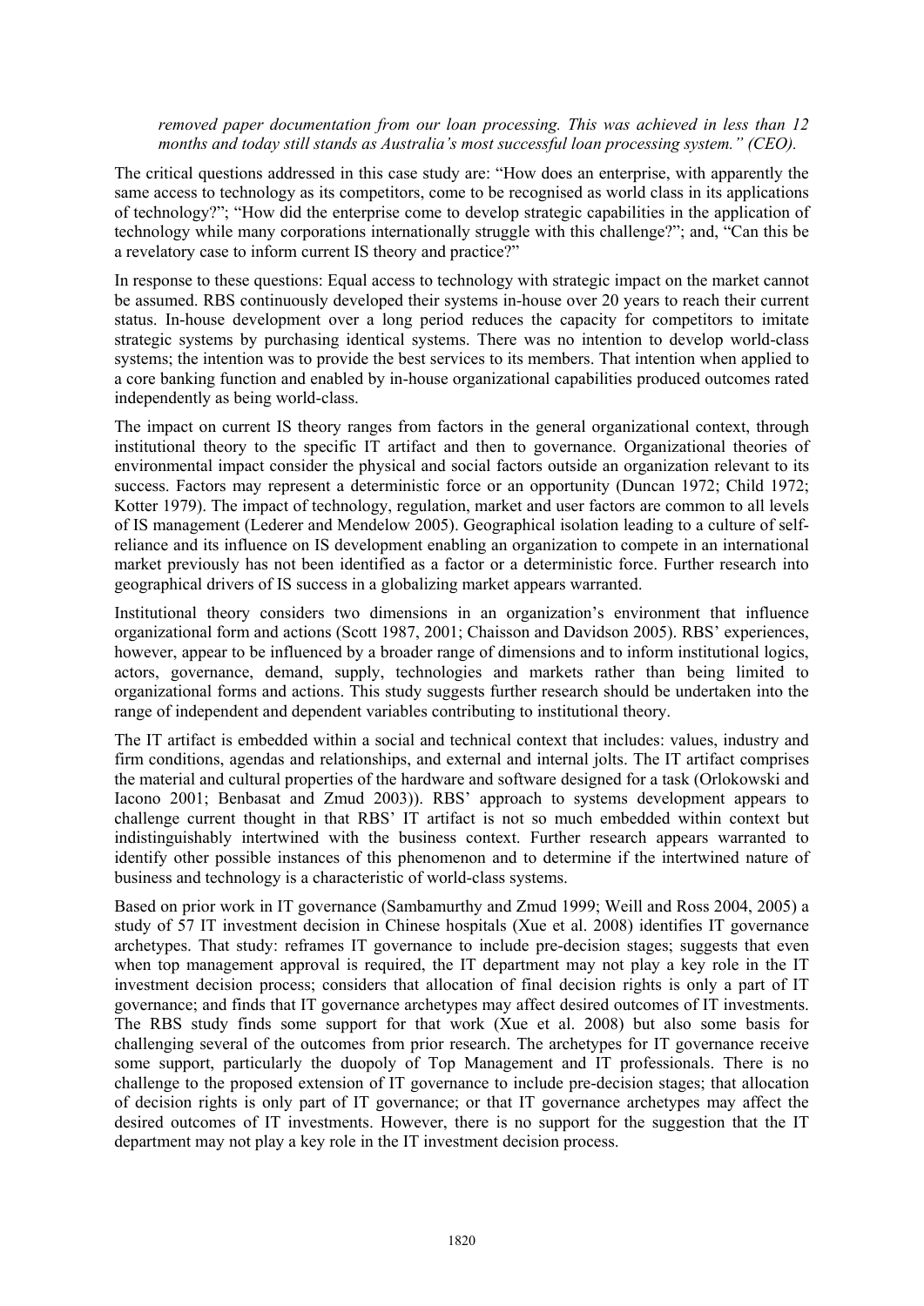*removed paper documentation from our loan processing. This was achieved in less than 12 months and today still stands as Australia's most successful loan processing system." (CEO).*

The critical questions addressed in this case study are: "How does an enterprise, with apparently the same access to technology as its competitors, come to be recognised as world class in its applications of technology?"; "How did the enterprise come to develop strategic capabilities in the application of technology while many corporations internationally struggle with this challenge?"; and, "Can this be a revelatory case to inform current IS theory and practice?"

In response to these questions: Equal access to technology with strategic impact on the market cannot be assumed. RBS continuously developed their systems in-house over 20 years to reach their current status. In-house development over a long period reduces the capacity for competitors to imitate strategic systems by purchasing identical systems. There was no intention to develop world-class systems; the intention was to provide the best services to its members. That intention when applied to a core banking function and enabled by in-house organizational capabilities produced outcomes rated independently as being world-class.

The impact on current IS theory ranges from factors in the general organizational context, through institutional theory to the specific IT artifact and then to governance. Organizational theories of environmental impact consider the physical and social factors outside an organization relevant to its success. Factors may represent a deterministic force or an opportunity (Duncan 1972; Child 1972; Kotter 1979). The impact of technology, regulation, market and user factors are common to all levels of IS management (Lederer and Mendelow 2005). Geographical isolation leading to a culture of self-reliance and its influence on IS development enabling an organization to compete in an international market previously has not been identified as a factor or a deterministic force. Further research into geographical drivers of IS success in a globalizing market appears warranted.

Institutional theory considers two dimensions in an organization's environment that influence organizational form and actions (Scott 1987, 2001; Chaisson and Davidson 2005). RBS' experiences, however, appear to be influenced by a broader range of dimensions and to inform institutional logics, actors, governance, demand, supply, technologies and markets rather than being limited to organizational forms and actions. This study suggests further research should be undertaken into the range of independent and dependent variables contributing to institutional theory.

The IT artifact is embedded within a social and technical context that includes: values, industry and firm conditions, agendas and relationships, and external and internal jolts. The IT artifact comprises the material and cultural properties of the hardware and software designed for a task (Orlokowski and Iacono 2001; Benbasat and Zmud 2003)). RBS' approach to systems development appears to challenge current thought in that RBS' IT artifact is not so much embedded within context but indistinguishably intertwined with the business context. Further research appears warranted to identify other possible instances of this phenomenon and to determine if the intertwined nature of business and technology is a characteristic of world-class systems.

Based on prior work in IT governance (Sambamurthy and Zmud 1999; Weill and Ross 2004, 2005) a study of 57 IT investment decision in Chinese hospitals (Xue et al. 2008) identifies IT governance archetypes. That study: reframes IT governance to include pre-decision stages; suggests that even when top management approval is required, the IT department may not play a key role in the IT investment decision process; considers that allocation of final decision rights is only a part of IT governance; and finds that IT governance archetypes may affect desired outcomes of IT investments. The RBS study finds some support for that work (Xue et al. 2008) but also some basis for challenging several of the outcomes from prior research. The archetypes for IT governance receive some support, particularly the duopoly of Top Management and IT professionals. There is no challenge to the proposed extension of IT governance to include pre-decision stages; that allocation of decision rights is only part of IT governance; or that IT governance archetypes may affect the desired outcomes of IT investments. However, there is no support for the suggestion that the IT department may not play a key role in the IT investment decision process.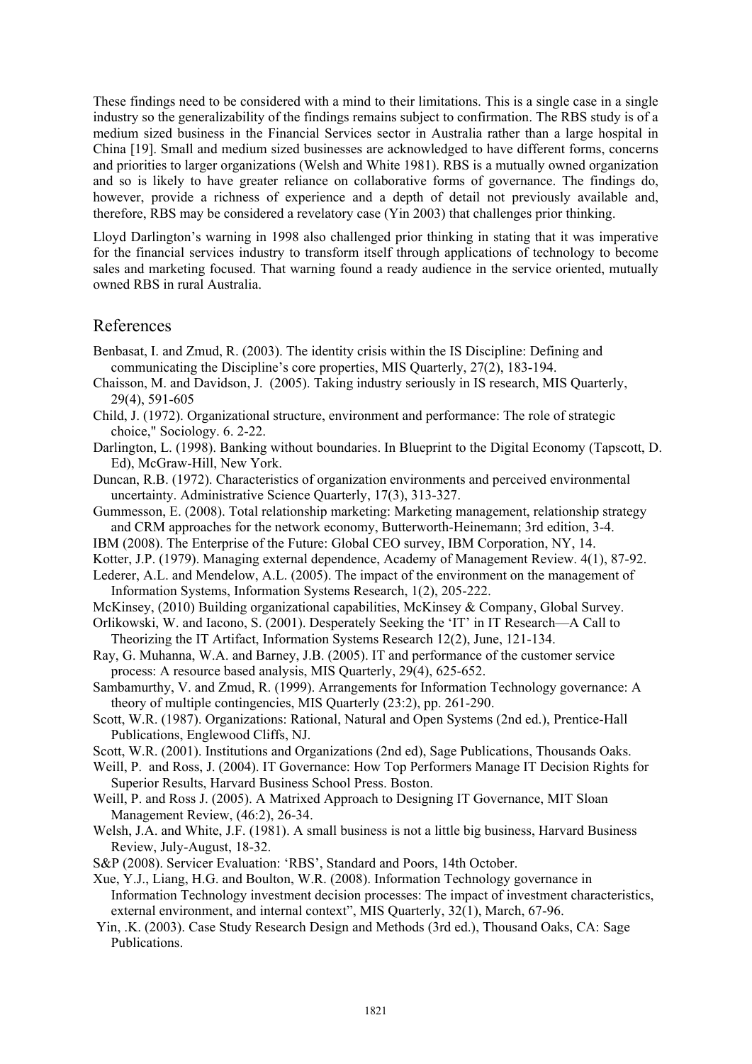These findings need to be considered with a mind to their limitations. This is a single case in a single industry so the generalizability of the findings remains subject to confirmation. The RBS study is of a medium sized business in the Financial Services sector in Australia rather than a large hospital in China [19]. Small and medium sized businesses are acknowledged to have different forms, concerns and priorities to larger organizations (Welsh and White 1981). RBS is a mutually owned organization and so is likely to have greater reliance on collaborative forms of governance. The findings do, however, provide a richness of experience and a depth of detail not previously available and, therefore, RBS may be considered a revelatory case (Yin 2003) that challenges prior thinking.

Lloyd Darlington's warning in 1998 also challenged prior thinking in stating that it was imperative for the financial services industry to transform itself through applications of technology to become sales and marketing focused. That warning found a ready audience in the service oriented, mutually owned RBS in rural Australia.

## References

Benbasat, I. and Zmud, R. (2003). The identity crisis within the IS Discipline: Defining and communicating the Discipline's core properties, MIS Quarterly, 27(2), 183-194.

Chaisson, M. and Davidson, J. (2005). Taking industry seriously in IS research, MIS Quarterly, 29(4), 591-605

Child, J. (1972). Organizational structure, environment and performance: The role of strategic choice," Sociology. 6. 2-22.

Darlington, L. (1998). Banking without boundaries. In Blueprint to the Digital Economy (Tapscott, D. Ed), McGraw-Hill, New York.

Duncan, R.B. (1972). Characteristics of organization environments and perceived environmental uncertainty. Administrative Science Quarterly, 17(3), 313-327.

Gummesson, E. (2008). Total relationship marketing: Marketing management, relationship strategy and CRM approaches for the network economy, Butterworth-Heinemann; 3rd edition, 3-4.

IBM (2008). The Enterprise of the Future: Global CEO survey, IBM Corporation, NY, 14.

Kotter, J.P. (1979). Managing external dependence, Academy of Management Review. 4(1), 87-92.

Lederer, A.L. and Mendelow, A.L. (2005). The impact of the environment on the management of Information Systems, Information Systems Research, 1(2), 205-222.

McKinsey, (2010) Building organizational capabilities, McKinsey & Company, Global Survey.

Orlikowski, W. and Iacono, S. (2001). Desperately Seeking the 'IT' in IT Research—A Call to Theorizing the IT Artifact, Information Systems Research 12(2), June, 121-134.

Ray, G. Muhanna, W.A. and Barney, J.B. (2005). IT and performance of the customer service process: A resource based analysis, MIS Quarterly, 29(4), 625-652.

Sambamurthy, V. and Zmud, R. (1999). Arrangements for Information Technology governance: A theory of multiple contingencies, MIS Quarterly (23:2), pp. 261-290.

Scott, W.R. (1987). Organizations: Rational, Natural and Open Systems (2nd ed.), Prentice-Hall Publications, Englewood Cliffs, NJ.

Scott, W.R. (2001). Institutions and Organizations (2nd ed), Sage Publications, Thousands Oaks.

Weill, P. and Ross, J. (2004). IT Governance: How Top Performers Manage IT Decision Rights for Superior Results, Harvard Business School Press. Boston.

Weill, P. and Ross J. (2005). A Matrixed Approach to Designing IT Governance, MIT Sloan Management Review, (46:2), 26-34.

Welsh, J.A. and White, J.F. (1981). A small business is not a little big business, Harvard Business Review, July-August, 18-32.

S&P (2008). Servicer Evaluation: 'RBS', Standard and Poors, 14th October.

Xue, Y.J., Liang, H.G. and Boulton, W.R. (2008). Information Technology governance in Information Technology investment decision processes: The impact of investment characteristics, external environment, and internal context", MIS Quarterly, 32(1), March, 67-96.

Yin, .K. (2003). Case Study Research Design and Methods (3rd ed.), Thousand Oaks, CA: Sage Publications.